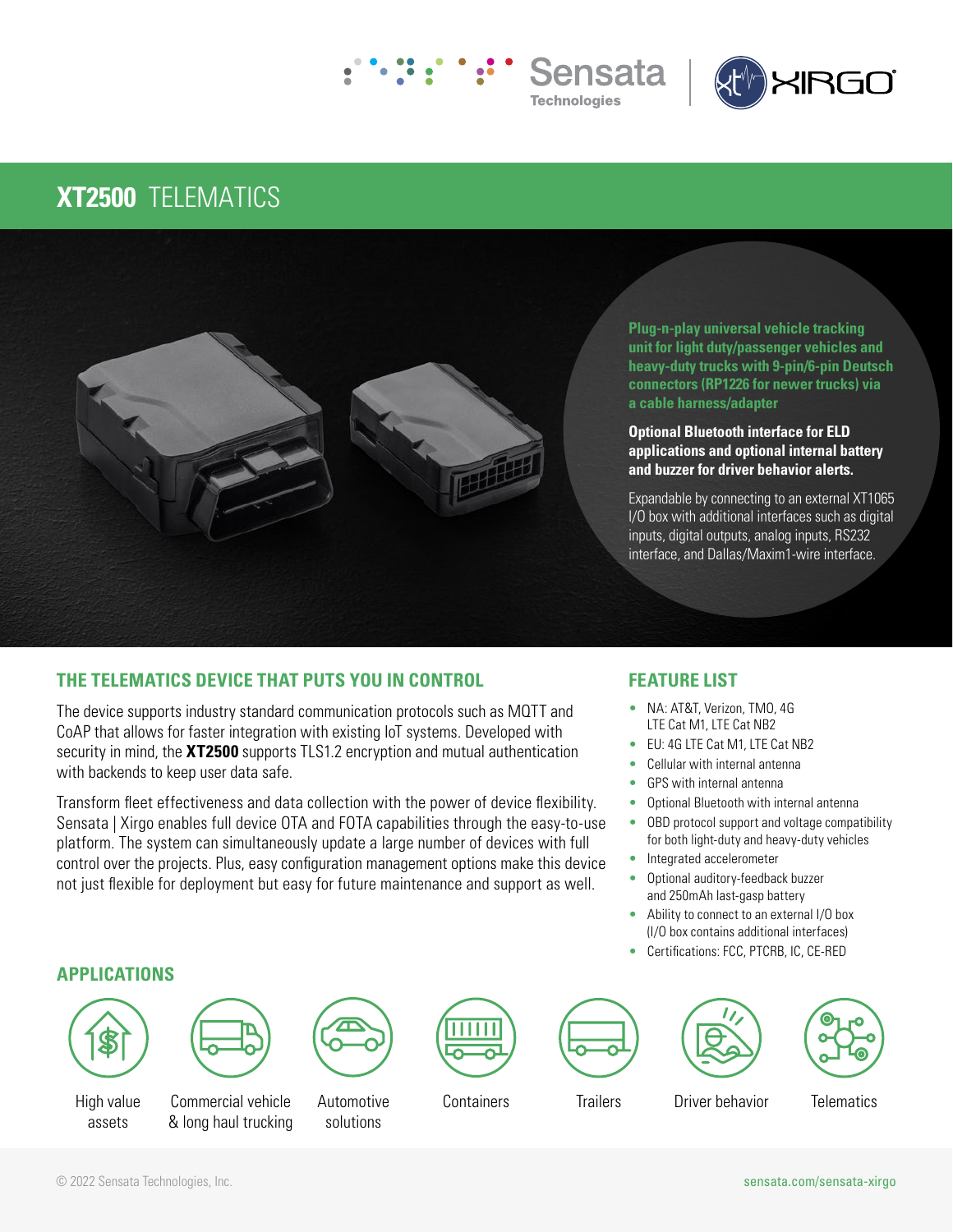Sensata Technologies | XIRGO

# **XT2500** TELEMATICS

**Plug-n-play universal vehicle tracking unit for light duty/passenger vehicles and heavy-duty trucks with 9-pin/6-pin Deutsch connectors (RP1226 for newer trucks) via a cable harness/adapter**

**Optional Bluetooth interface for ELD applications and optional internal battery and buzzer for driver behavior alerts.**

Expandable by connecting to an external XT1065 I/O box with additional interfaces such as digital inputs, digital outputs, analog inputs, RS232 interface, and Dallas/Maxim1-wire interface.

## THE TELEMATICS DEVICE THAT PUTS YOU IN CONTROL

The device supports industry standard communication protocols such as MQTT and CoAP that allows for faster integration with existing IoT systems. Developed with security in mind, the **XT2500** supports TLS1.2 encryption and mutual authentication with backends to keep user data safe.

Transform fleet effectiveness and data collection with the power of device flexibility. Sensata | Xirgo enables full device OTA and FOTA capabilities through the easy-to-use platform. The system can simultaneously update a large number of devices with full control over the projects. Plus, easy configuration management options make this device not just flexible for deployment but easy for future maintenance and support as well.

## FEATURE LIST

- NA: AT&T, Verizon, TMO, 4G LTE Cat M1, LTE Cat NB2
- EU: 4G LTE Cat M1, LTE Cat NB2
- Cellular with internal antenna
- GPS with internal antenna
- Optional Bluetooth with internal antenna
- OBD protocol support and voltage compatibility for both light-duty and heavy-duty vehicles
- Integrated accelerometer
- Optional auditory-feedback buzzer and 250mAh last-gasp battery
- Ability to connect to an external I/O box (I/O box contains additional interfaces)
- Certifications: FCC, PTCRB, IC, CE-RED

## APPLICATIONS

- High value assets
- Commercial vehicle & long haul trucking
- Automotive solutions
- Containers
- Trailers
- Driver behavior
- Telematics

© 2022 Sensata Technologies, Inc.

sensata.com/sensata-xirgo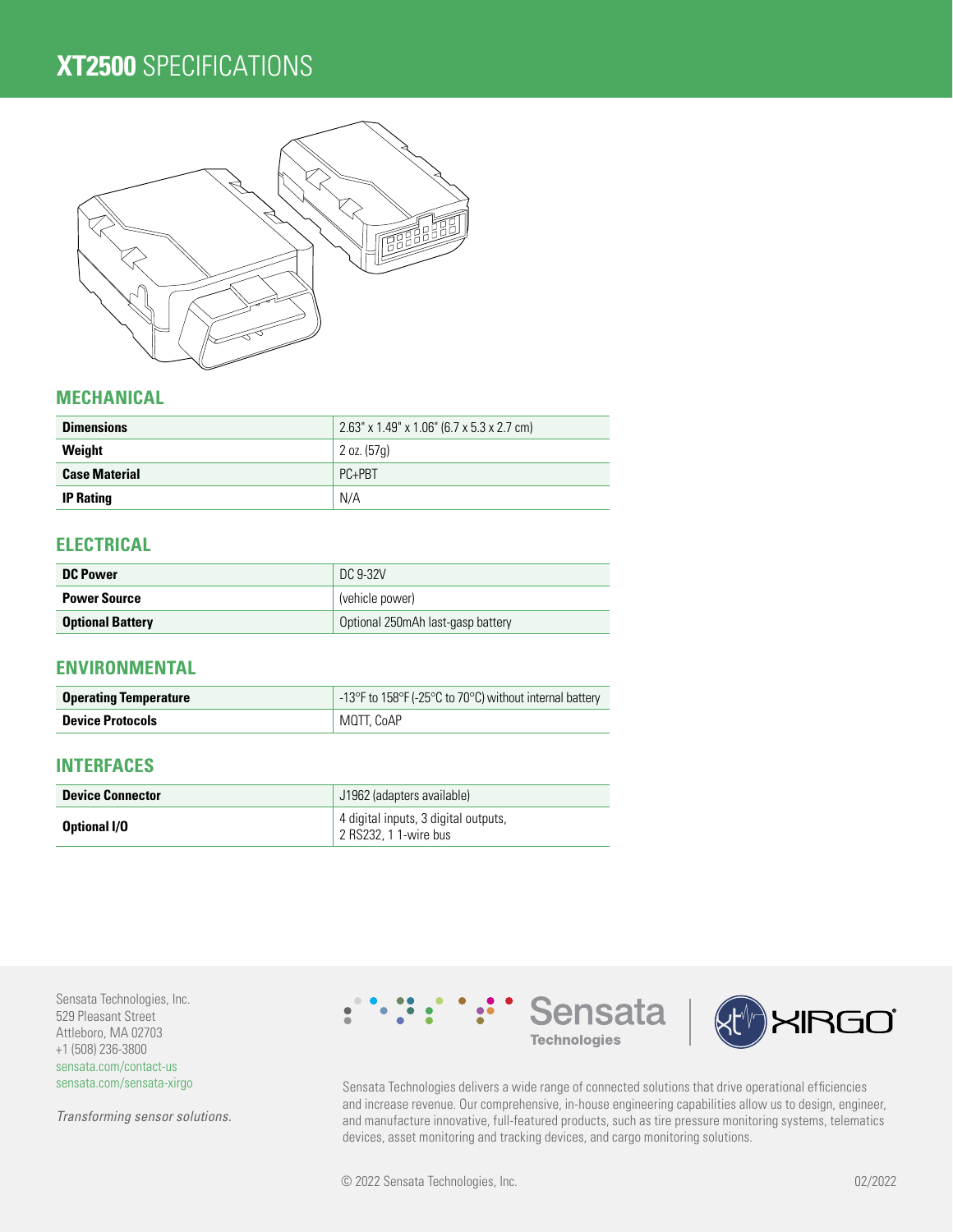# XT2500 SPECIFICATIONS

## MECHANICAL

| | |
|---|---|
| **Dimensions** | 2.63" x 1.49" x 1.06" (6.7 x 5.3 x 2.7 cm) |
| **Weight** | 2 oz. (57g) |
| **Case Material** | PC+PBT |
| **IP Rating** | N/A |

## ELECTRICAL

| | |
|---|---|
| **DC Power** | DC 9-32V |
| **Power Source** | (vehicle power) |
| **Optional Battery** | Optional 250mAh last-gasp battery |

## ENVIRONMENTAL

| | |
|---|---|
| **Operating Temperature** | -13°F to 158°F (-25°C to 70°C) without internal battery |
| **Device Protocols** | MQTT, CoAP |

## INTERFACES

| | |
|---|---|
| **Device Connector** | J1962 (adapters available) |
| **Optional I/O** | 4 digital inputs, 3 digital outputs, 2 RS232, 1 1-wire bus |

Sensata Technologies, Inc.
529 Pleasant Street
Attleboro, MA 02703
+1 (508) 236-3800
sensata.com/contact-us
sensata.com/sensata-xirgo

*Transforming sensor solutions.*

Sensata Technologies | XIRGO

Sensata Technologies delivers a wide range of connected solutions that drive operational efficiencies and increase revenue. Our comprehensive, in-house engineering capabilities allow us to design, engineer, and manufacture innovative, full-featured products, such as tire pressure monitoring systems, telematics devices, asset monitoring and tracking devices, and cargo monitoring solutions.

© 2022 Sensata Technologies, Inc.

02/2022